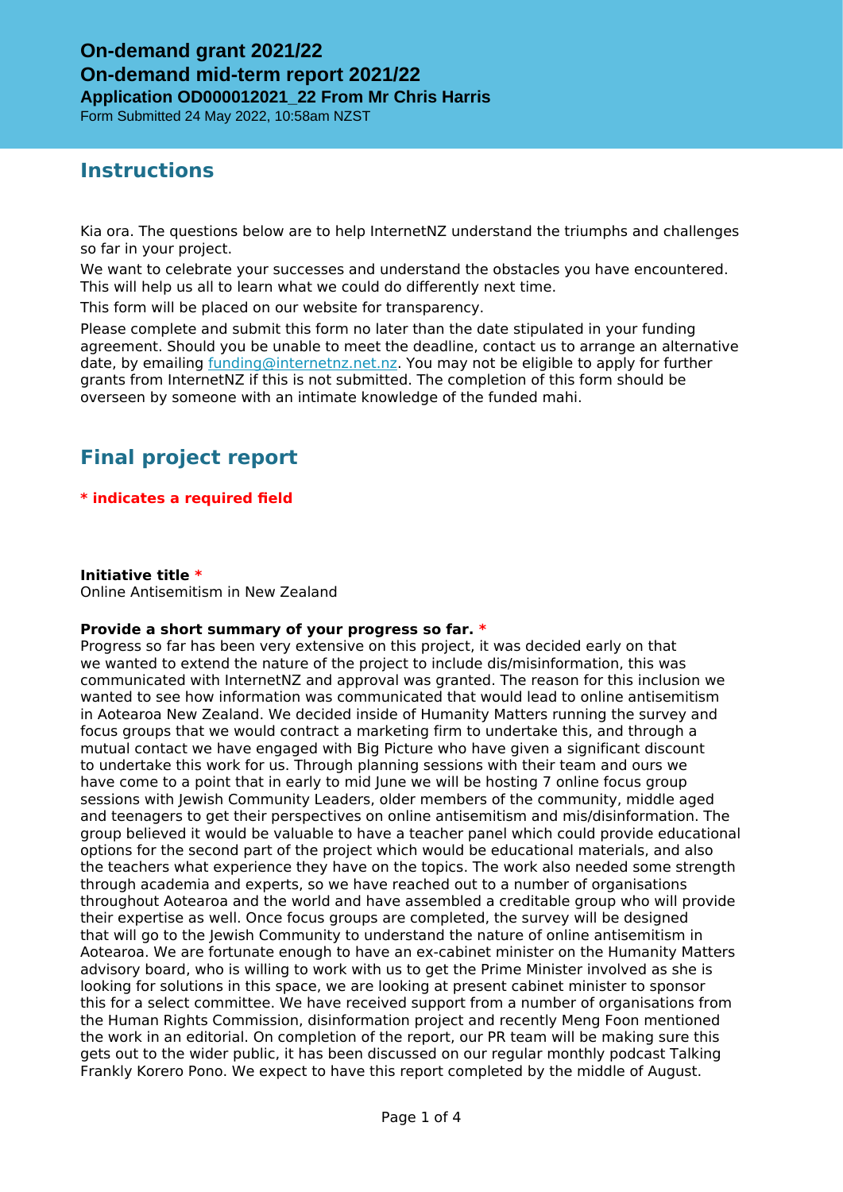# On-demand grant 2021/22

## On-demand mid-term report 2021/22

### Application OD000012021_22 From Mr Chris Harris

Form Submitted 24 May 2022, 10:58am NZST

## Instructions

Kia ora. The questions below are to help InternetNZ understand the triumphs and challenges so far in your project.

We want to celebrate your successes and understand the obstacles you have encountered. This will help us all to learn what we could do differently next time.

This form will be placed on our website for transparency.

Please complete and submit this form no later than the date stipulated in your funding agreement. Should you be unable to meet the deadline, contact us to arrange an alternative date, by emailing funding@internetnz.net.nz. You may not be eligible to apply for further grants from InternetNZ if this is not submitted. The completion of this form should be overseen by someone with an intimate knowledge of the funded mahi.

## Final project report

**\* indicates a required field**

**Initiative title \***
Online Antisemitism in New Zealand

**Provide a short summary of your progress so far. \***
Progress so far has been very extensive on this project, it was decided early on that we wanted to extend the nature of the project to include dis/misinformation, this was communicated with InternetNZ and approval was granted. The reason for this inclusion we wanted to see how information was communicated that would lead to online antisemitism in Aotearoa New Zealand. We decided inside of Humanity Matters running the survey and focus groups that we would contract a marketing firm to undertake this, and through a mutual contact we have engaged with Big Picture who have given a significant discount to undertake this work for us. Through planning sessions with their team and ours we have come to a point that in early to mid June we will be hosting 7 online focus group sessions with Jewish Community Leaders, older members of the community, middle aged and teenagers to get their perspectives on online antisemitism and mis/disinformation. The group believed it would be valuable to have a teacher panel which could provide educational options for the second part of the project which would be educational materials, and also the teachers what experience they have on the topics. The work also needed some strength through academia and experts, so we have reached out to a number of organisations throughout Aotearoa and the world and have assembled a creditable group who will provide their expertise as well. Once focus groups are completed, the survey will be designed that will go to the Jewish Community to understand the nature of online antisemitism in Aotearoa. We are fortunate enough to have an ex-cabinet minister on the Humanity Matters advisory board, who is willing to work with us to get the Prime Minister involved as she is looking for solutions in this space, we are looking at present cabinet minister to sponsor this for a select committee. We have received support from a number of organisations from the Human Rights Commission, disinformation project and recently Meng Foon mentioned the work in an editorial. On completion of the report, our PR team will be making sure this gets out to the wider public, it has been discussed on our regular monthly podcast Talking Frankly Korero Pono. We expect to have this report completed by the middle of August.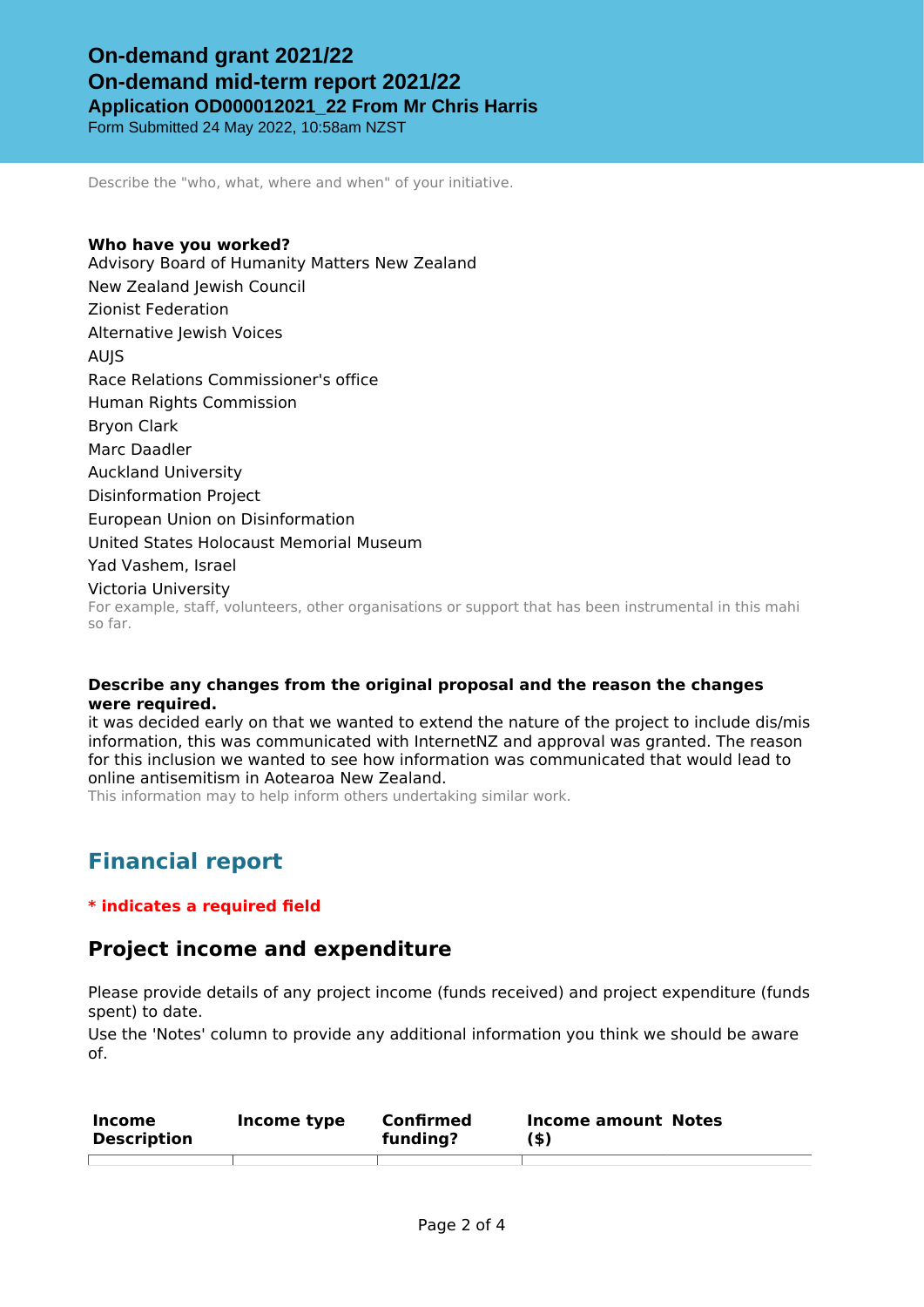Describe the "who, what, where and when" of your initiative.

**Who have you worked?**

Advisory Board of Humanity Matters New Zealand
New Zealand Jewish Council
Zionist Federation
Alternative Jewish Voices
AUJS
Race Relations Commissioner's office
Human Rights Commission
Bryon Clark
Marc Daadler
Auckland University
Disinformation Project
European Union on Disinformation
United States Holocaust Memorial Museum
Yad Vashem, Israel
Victoria University

For example, staff, volunteers, other organisations or support that has been instrumental in this mahi so far.

**Describe any changes from the original proposal and the reason the changes were required.**

it was decided early on that we wanted to extend the nature of the project to include dis/mis information, this was communicated with InternetNZ and approval was granted. The reason for this inclusion we wanted to see how information was communicated that would lead to online antisemitism in Aotearoa New Zealand.

This information may to help inform others undertaking similar work.

## Financial report

**\* indicates a required field**

### Project income and expenditure

Please provide details of any project income (funds received) and project expenditure (funds spent) to date.

Use the 'Notes' column to provide any additional information you think we should be aware of.

| Income Description | Income type | Confirmed funding? | Income amount ($) | Notes |
| --- | --- | --- | --- | --- |
| | | | | |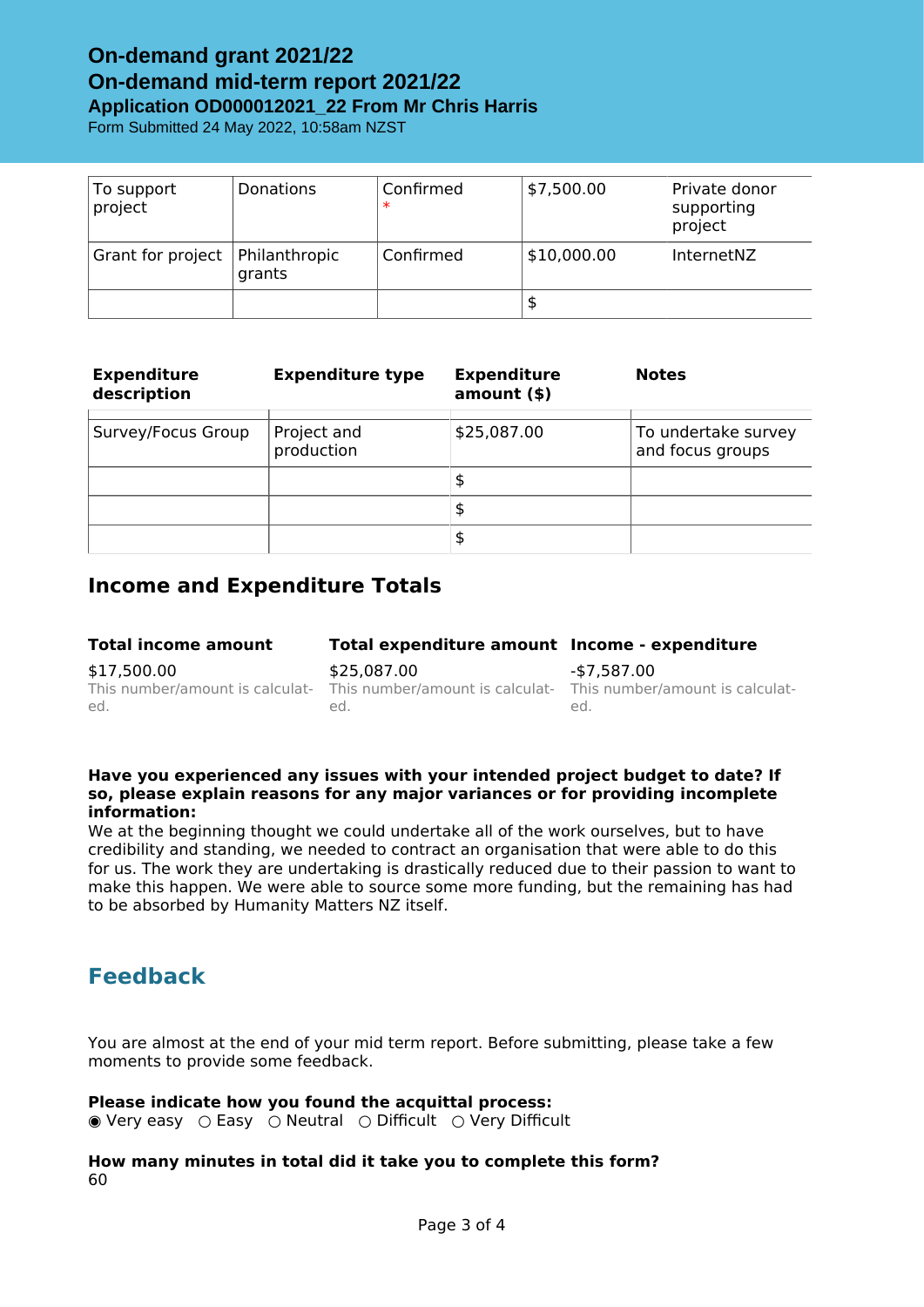| To support project | Donations | Confirmed * | $7,500.00 | Private donor supporting project |
|---|---|---|---|---|
| Grant for project | Philanthropic grants | Confirmed | $10,000.00 | InternetNZ |
| | | | $ | |

| Expenditure description | Expenditure type | Expenditure amount ($) | Notes |
|---|---|---|---|
| Survey/Focus Group | Project and production | $25,087.00 | To undertake survey and focus groups |
| | | $ | |
| | | $ | |
| | | $ | |

## Income and Expenditure Totals

| Total income amount | Total expenditure amount | Income - expenditure |
|---|---|---|
| $17,500.00<br>This number/amount is calculated. | $25,087.00<br>This number/amount is calculated. | -$7,587.00<br>This number/amount is calculated. |

**Have you experienced any issues with your intended project budget to date? If so, please explain reasons for any major variances or for providing incomplete information:**
We at the beginning thought we could undertake all of the work ourselves, but to have credibility and standing, we needed to contract an organisation that were able to do this for us. The work they are undertaking is drastically reduced due to their passion to want to make this happen. We were able to source some more funding, but the remaining has had to be absorbed by Humanity Matters NZ itself.

## Feedback

You are almost at the end of your mid term report. Before submitting, please take a few moments to provide some feedback.

**Please indicate how you found the acquittal process:**
◉ Very easy ○ Easy ○ Neutral ○ Difficult ○ Very Difficult

**How many minutes in total did it take you to complete this form?**
60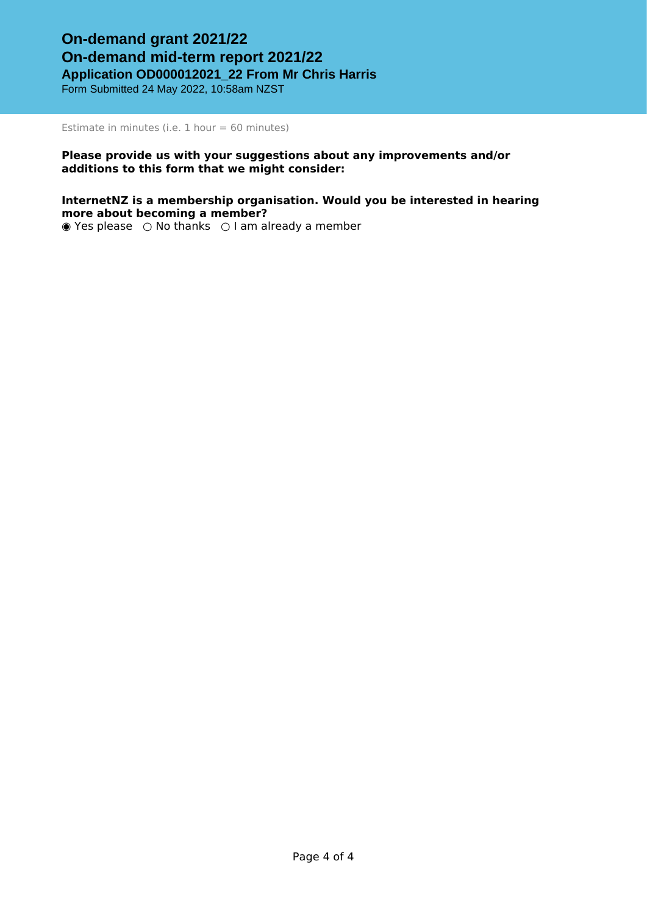Estimate in minutes (i.e. 1 hour = 60 minutes)

**Please provide us with your suggestions about any improvements and/or additions to this form that we might consider:**

**InternetNZ is a membership organisation. Would you be interested in hearing more about becoming a member?**

◉ Yes please ○ No thanks ○ I am already a member